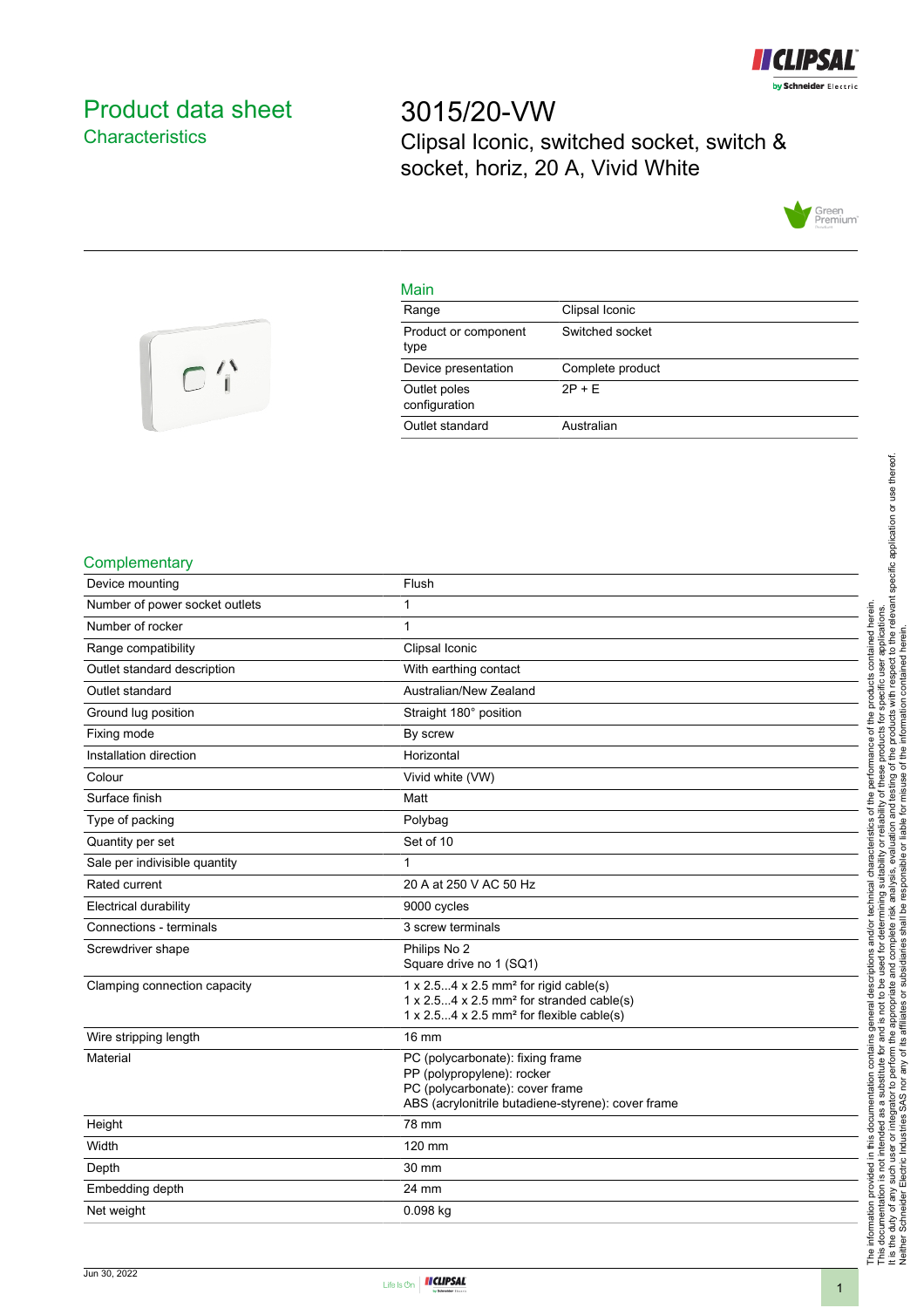# Product data sheet
## Characteristics

# 3015/20-VW
Clipsal Iconic, switched socket, switch & socket, horiz, 20 A, Vivid White

### Main

| | |
|---|---|
| Range | Clipsal Iconic |
| Product or component type | Switched socket |
| Device presentation | Complete product |
| Outlet poles configuration | 2P + E |
| Outlet standard | Australian |

### Complementary

| | |
|---|---|
| Device mounting | Flush |
| Number of power socket outlets | 1 |
| Number of rocker | 1 |
| Range compatibility | Clipsal Iconic |
| Outlet standard description | With earthing contact |
| Outlet standard | Australian/New Zealand |
| Ground lug position | Straight 180° position |
| Fixing mode | By screw |
| Installation direction | Horizontal |
| Colour | Vivid white (VW) |
| Surface finish | Matt |
| Type of packing | Polybag |
| Quantity per set | Set of 10 |
| Sale per indivisible quantity | 1 |
| Rated current | 20 A at 250 V AC 50 Hz |
| Electrical durability | 9000 cycles |
| Connections - terminals | 3 screw terminals |
| Screwdriver shape | Philips No 2<br>Square drive no 1 (SQ1) |
| Clamping connection capacity | 1 x 2.5...4 x 2.5 mm² for rigid cable(s)<br>1 x 2.5...4 x 2.5 mm² for stranded cable(s)<br>1 x 2.5...4 x 2.5 mm² for flexible cable(s) |
| Wire stripping length | 16 mm |
| Material | PC (polycarbonate): fixing frame<br>PP (polypropylene): rocker<br>PC (polycarbonate): cover frame<br>ABS (acrylonitrile butadiene-styrene): cover frame |
| Height | 78 mm |
| Width | 120 mm |
| Depth | 30 mm |
| Embedding depth | 24 mm |
| Net weight | 0.098 kg |

The information provided in this documentation contains general descriptions and/or technical characteristics of the performance of the products contained herein.
This documentation is not intended as a substitute for and is not to be used for determining suitability or reliability of these products for specific user applications.
It is the duty of any such user or integrator to perform the appropriate and complete risk analysis, evaluation and testing of the products with respect to the relevant specific application or use thereof.
Neither Schneider Electric Industries SAS nor any of its affiliates or subsidiaries shall be responsible or liable for misuse of the information contained herein.

Jun 30, 2022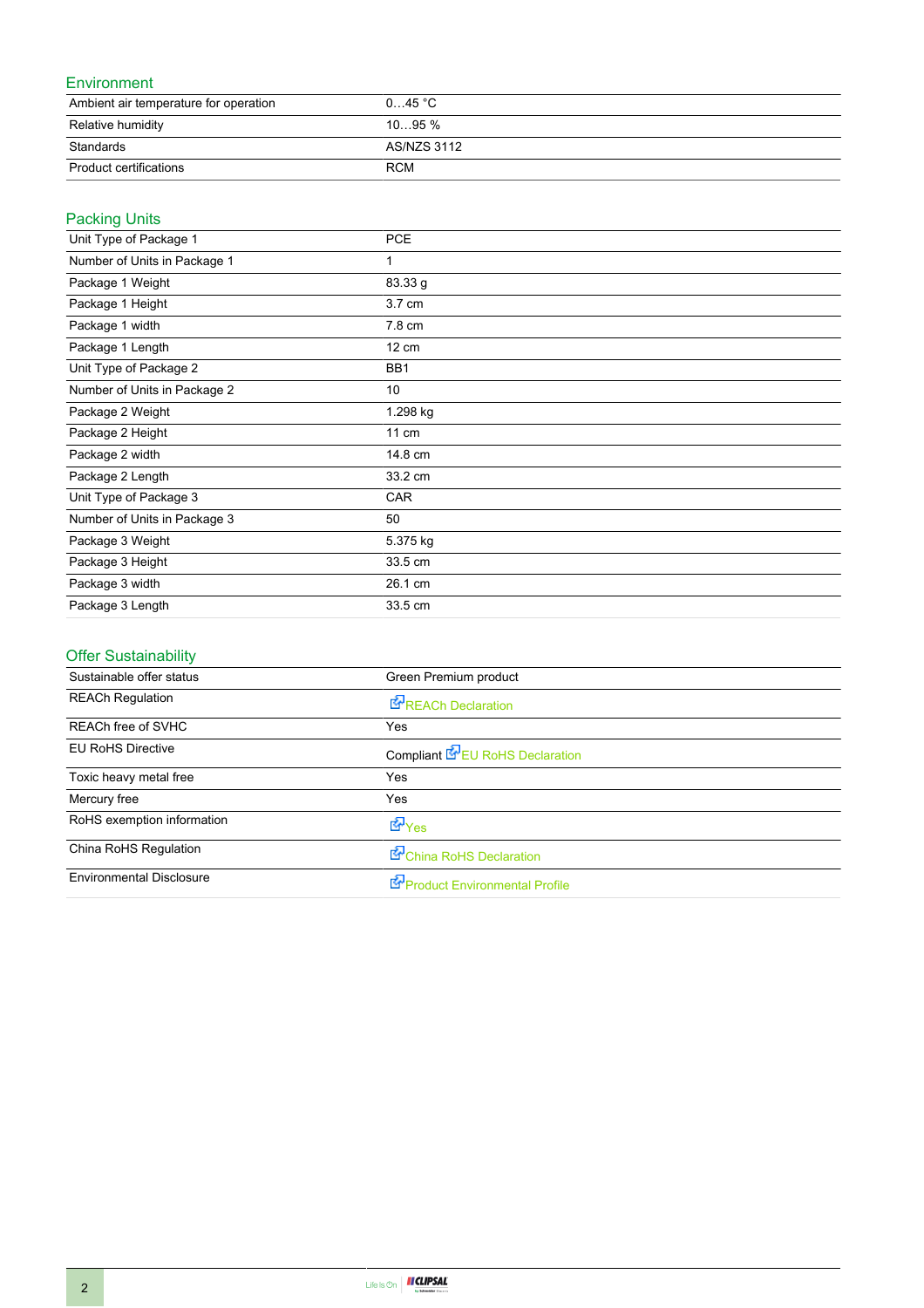## Environment

| | |
|---|---|
| Ambient air temperature for operation | 0…45 °C |
| Relative humidity | 10…95 % |
| Standards | AS/NZS 3112 |
| Product certifications | RCM |

## Packing Units

| | |
|---|---|
| Unit Type of Package 1 | PCE |
| Number of Units in Package 1 | 1 |
| Package 1 Weight | 83.33 g |
| Package 1 Height | 3.7 cm |
| Package 1 width | 7.8 cm |
| Package 1 Length | 12 cm |
| Unit Type of Package 2 | BB1 |
| Number of Units in Package 2 | 10 |
| Package 2 Weight | 1.298 kg |
| Package 2 Height | 11 cm |
| Package 2 width | 14.8 cm |
| Package 2 Length | 33.2 cm |
| Unit Type of Package 3 | CAR |
| Number of Units in Package 3 | 50 |
| Package 3 Weight | 5.375 kg |
| Package 3 Height | 33.5 cm |
| Package 3 width | 26.1 cm |
| Package 3 Length | 33.5 cm |

## Offer Sustainability

| | |
|---|---|
| Sustainable offer status | Green Premium product |
| REACh Regulation | REACh Declaration |
| REACh free of SVHC | Yes |
| EU RoHS Directive | Compliant EU RoHS Declaration |
| Toxic heavy metal free | Yes |
| Mercury free | Yes |
| RoHS exemption information | Yes |
| China RoHS Regulation | China RoHS Declaration |
| Environmental Disclosure | Product Environmental Profile |